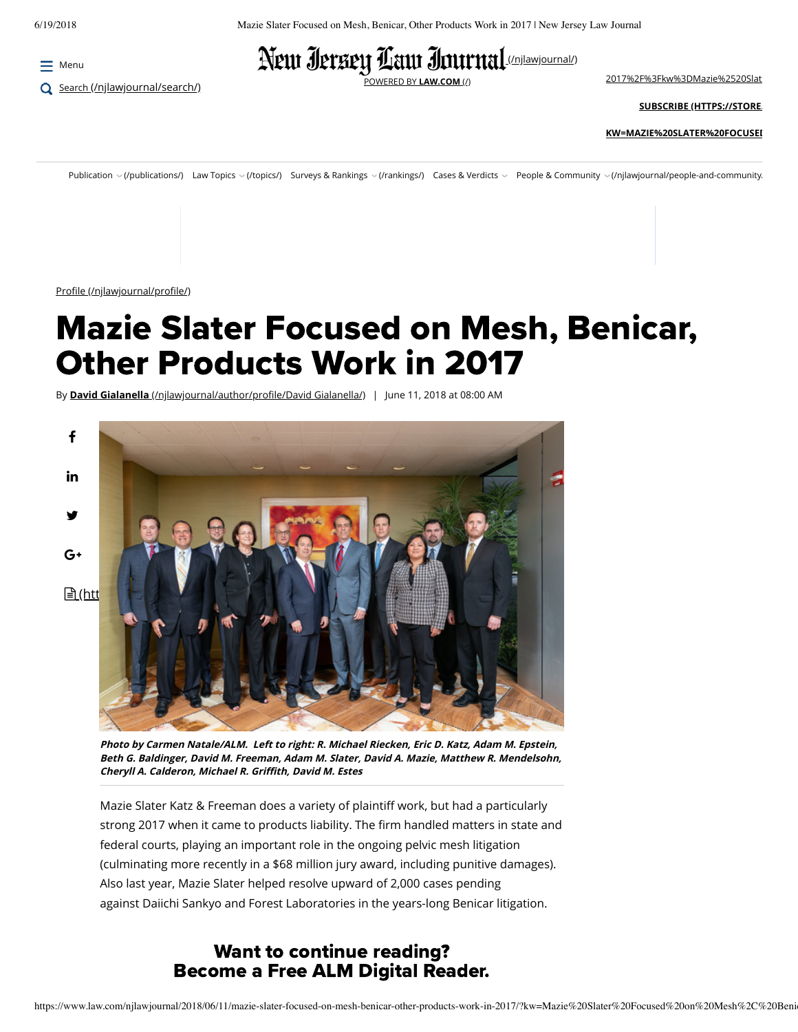Profile

# Mazie Slater Focused on Mesh, Benicar, Other Products Work in 2017

By **David Gialanella** | June 11, 2018 at 08:00 AM

***Photo by Carmen Natale/ALM. Left to right: R. Michael Riecken, Eric D. Katz, Adam M. Epstein, Beth G. Baldinger, David M. Freeman, Adam M. Slater, David A. Mazie, Matthew R. Mendelsohn, Cheryll A. Calderon, Michael R. Griffith, David M. Estes***

Mazie Slater Katz & Freeman does a variety of plaintiff work, but had a particularly strong 2017 when it came to products liability. The firm handled matters in state and federal courts, playing an important role in the ongoing pelvic mesh litigation (culminating more recently in a $68 million jury award, including punitive damages). Also last year, Mazie Slater helped resolve upward of 2,000 cases pending against Daiichi Sankyo and Forest Laboratories in the years-long Benicar litigation.

**Want to continue reading?**
**Become a Free ALM Digital Reader.**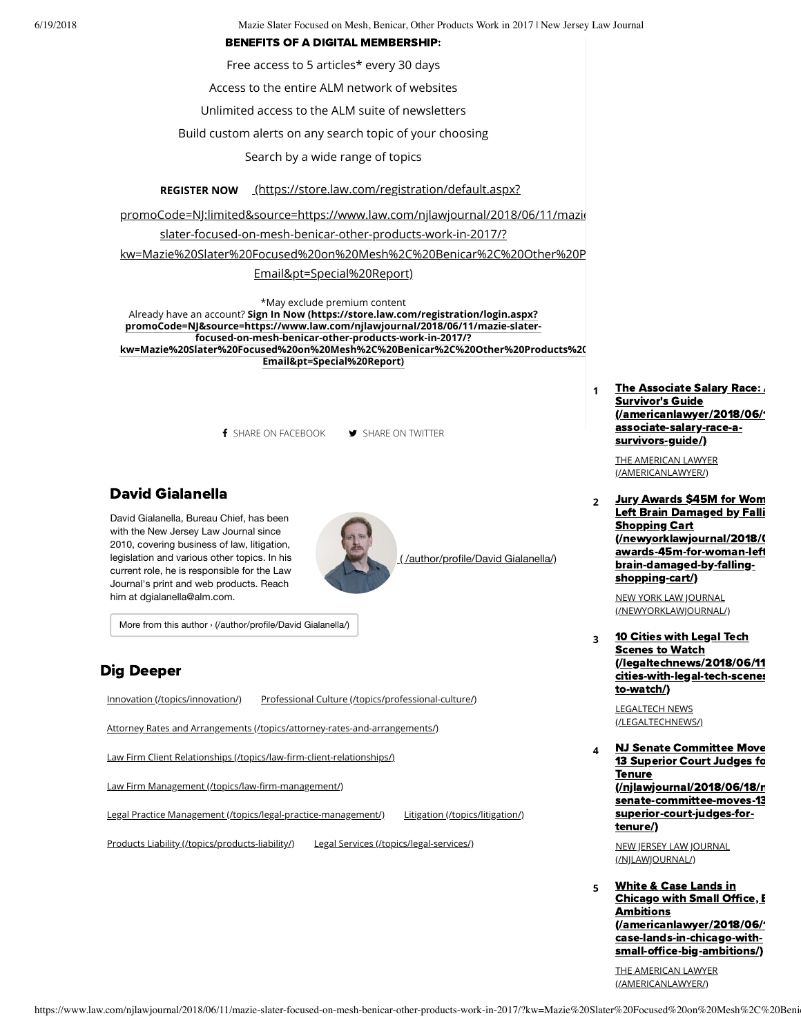**BENEFITS OF A DIGITAL MEMBERSHIP:**

Free access to 5 articles* every 30 days

Access to the entire ALM network of websites

Unlimited access to the ALM suite of newsletters

Build custom alerts on any search topic of your choosing

Search by a wide range of topics

**REGISTER NOW** (https://store.law.com/registration/default.aspx?promoCode=NJ:limited&source=https://www.law.com/njlawjournal/2018/06/11/mazie-slater-focused-on-mesh-benicar-other-products-work-in-2017/?kw=Mazie%20Slater%20Focused%20on%20Mesh%2C%20Benicar%2C%20Other%20P Email&pt=Special%20Report)

*May exclude premium content

Already have an account? **Sign In Now (https://store.law.com/registration/login.aspx?promoCode=NJ&source=https://www.law.com/njlawjournal/2018/06/11/mazie-slater-focused-on-mesh-benicar-other-products-work-in-2017/?kw=Mazie%20Slater%20Focused%20on%20Mesh%2C%20Benicar%2C%20Other%20Products%20 Email&pt=Special%20Report)**

SHARE ON FACEBOOK SHARE ON TWITTER

## David Gialanella

David Gialanella, Bureau Chief, has been with the New Jersey Law Journal since 2010, covering business of law, litigation, legislation and various other topics. In his current role, he is responsible for the Law Journal's print and web products. Reach him at dgialanella@alm.com.

( /author/profile/David Gialanella/)

More from this author › (/author/profile/David Gialanella/)

## Dig Deeper

Innovation (/topics/innovation/) Professional Culture (/topics/professional-culture/)

Attorney Rates and Arrangements (/topics/attorney-rates-and-arrangements/)

Law Firm Client Relationships (/topics/law-firm-client-relationships/)

Law Firm Management (/topics/law-firm-management/)

Legal Practice Management (/topics/legal-practice-management/) Litigation (/topics/litigation/)

Products Liability (/topics/products-liability/) Legal Services (/topics/legal-services/)

1. **The Associate Salary Race: A Survivor's Guide (/americanlawyer/2018/06/ associate-salary-race-a-survivors-guide/)**
   THE AMERICAN LAWYER (/AMERICANLAWYER/)
2. **Jury Awards $45M for Woman Left Brain Damaged by Falling Shopping Cart (/newyorklawjournal/2018/ awards-45m-for-woman-left brain-damaged-by-falling-shopping-cart/)**
   NEW YORK LAW JOURNAL (/NEWYORKLAWJOURNAL/)
3. **10 Cities with Legal Tech Scenes to Watch (/legaltechnews/2018/06/11 cities-with-legal-tech-scenes to-watch/)**
   LEGALTECH NEWS (/LEGALTECHNEWS/)
4. **NJ Senate Committee Moves 13 Superior Court Judges for Tenure (/njlawjournal/2018/06/18/ senate-committee-moves-13 superior-court-judges-for-tenure/)**
   NEW JERSEY LAW JOURNAL (/NJLAWJOURNAL/)
5. **White & Case Lands in Chicago with Small Office, Big Ambitions (/americanlawyer/2018/06/ case-lands-in-chicago-with-small-office-big-ambitions/)**
   THE AMERICAN LAWYER (/AMERICANLAWYER/)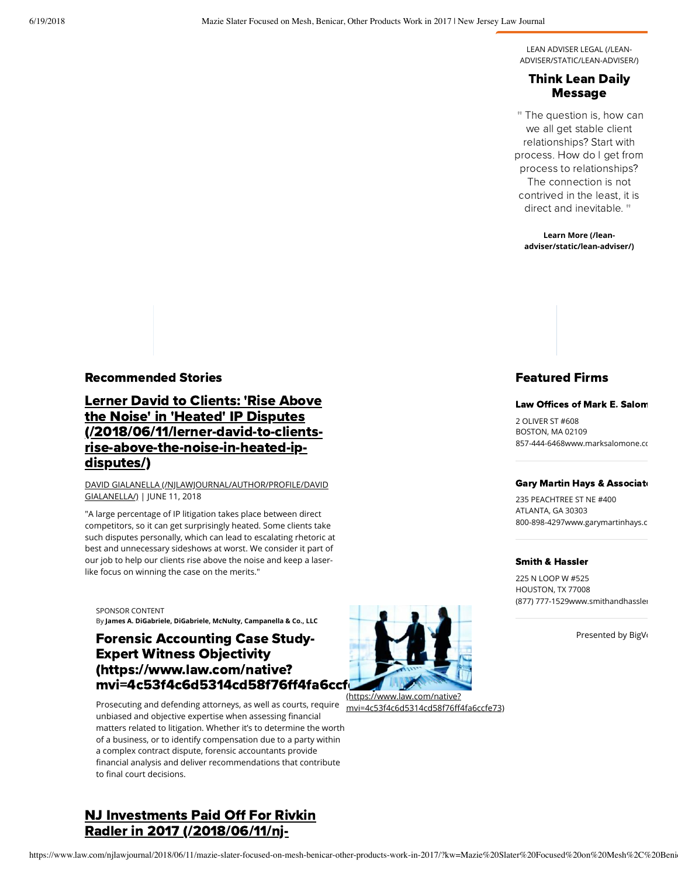LEAN ADVISER LEGAL (/LEAN-ADVISER/STATIC/LEAN-ADVISER/)

### Think Lean Daily Message

" The question is, how can we all get stable client relationships? Start with process. How do I get from process to relationships? The connection is not contrived in the least, it is direct and inevitable. "

**Learn More (/lean-adviser/static/lean-adviser/)**

## Recommended Stories

### Lerner David to Clients: 'Rise Above the Noise' in 'Heated' IP Disputes (/2018/06/11/lerner-david-to-clients-rise-above-the-noise-in-heated-ip-disputes/)

DAVID GIALANELLA (/NJLAWJOURNAL/AUTHOR/PROFILE/DAVID GIALANELLA/) | JUNE 11, 2018

"A large percentage of IP litigation takes place between direct competitors, so it can get surprisingly heated. Some clients take such disputes personally, which can lead to escalating rhetoric at best and unnecessary sideshows at worst. We consider it part of our job to help our clients rise above the noise and keep a laser-like focus on winning the case on the merits."

SPONSOR CONTENT

By **James A. DiGabriele, DiGabriele, McNulty, Campanella & Co., LLC**

### Forensic Accounting Case Study-Expert Witness Objectivity (https://www.law.com/native?mvi=4c53f4c6d5314cd58f76ff4fa6ccf

(https://www.law.com/native?mvi=4c53f4c6d5314cd58f76ff4fa6ccfe73)

Prosecuting and defending attorneys, as well as courts, require unbiased and objective expertise when assessing financial matters related to litigation. Whether it's to determine the worth of a business, or to identify compensation due to a party within a complex contract dispute, forensic accountants provide financial analysis and deliver recommendations that contribute to final court decisions.

### NJ Investments Paid Off For Rivkin Radler in 2017 (/2018/06/11/nj-

## Featured Firms

**Law Offices of Mark E. Salom**

2 OLIVER ST #608
BOSTON, MA 02109
857-444-6468www.marksalomone.co

**Gary Martin Hays & Associat**

235 PEACHTREE ST NE #400
ATLANTA, GA 30303
800-898-4297www.garymartinhays.c

**Smith & Hassler**

225 N LOOP W #525
HOUSTON, TX 77008
(877) 777-1529www.smithandhassler

Presented by BigV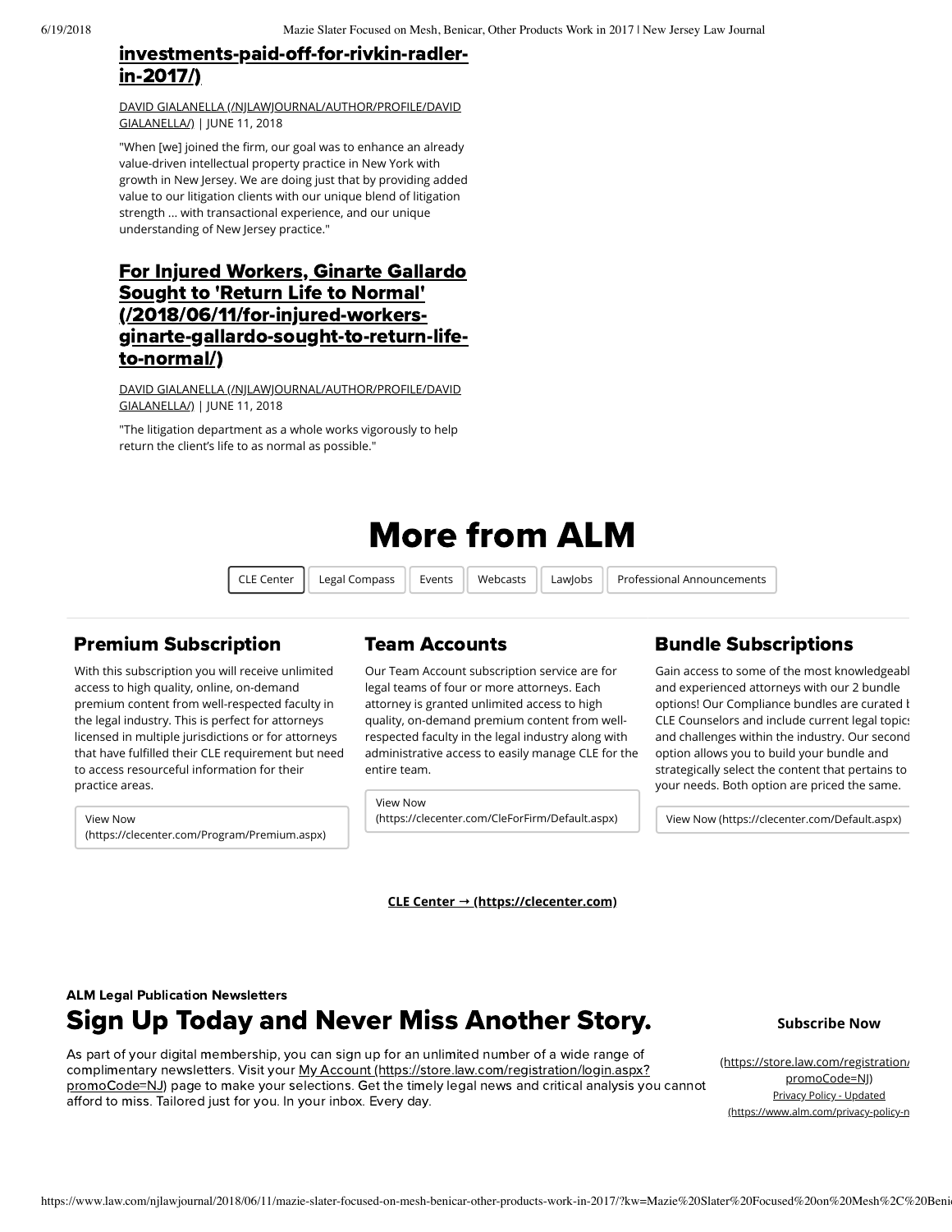## investments-paid-off-for-rivkin-radler-in-2017/)

DAVID GIALANELLA (/NJLAWJOURNAL/AUTHOR/PROFILE/DAVID GIALANELLA/) | JUNE 11, 2018

"When [we] joined the firm, our goal was to enhance an already value-driven intellectual property practice in New York with growth in New Jersey. We are doing just that by providing added value to our litigation clients with our unique blend of litigation strength ... with transactional experience, and our unique understanding of New Jersey practice."

## For Injured Workers, Ginarte Gallardo Sought to 'Return Life to Normal' (/2018/06/11/for-injured-workers-ginarte-gallardo-sought-to-return-life-to-normal/)

DAVID GIALANELLA (/NJLAWJOURNAL/AUTHOR/PROFILE/DAVID GIALANELLA/) | JUNE 11, 2018

"The litigation department as a whole works vigorously to help return the client's life to as normal as possible."

# More from ALM

CLE Center | Legal Compass | Events | Webcasts | LawJobs | Professional Announcements

### Premium Subscription

With this subscription you will receive unlimited access to high quality, online, on-demand premium content from well-respected faculty in the legal industry. This is perfect for attorneys licensed in multiple jurisdictions or for attorneys that have fulfilled their CLE requirement but need to access resourceful information for their practice areas.

View Now (https://clecenter.com/Program/Premium.aspx)

### Team Accounts

Our Team Account subscription service are for legal teams of four or more attorneys. Each attorney is granted unlimited access to high quality, on-demand premium content from well-respected faculty in the legal industry along with administrative access to easily manage CLE for the entire team.

View Now (https://clecenter.com/CleForFirm/Default.aspx)

### Bundle Subscriptions

Gain access to some of the most knowledgeabl and experienced attorneys with our 2 bundle options! Our Compliance bundles are curated b CLE Counselors and include current legal topics and challenges within the industry. Our second option allows you to build your bundle and strategically select the content that pertains to your needs. Both option are priced the same.

View Now (https://clecenter.com/Default.aspx)

**CLE Center → (https://clecenter.com)**

**ALM Legal Publication Newsletters**

## Sign Up Today and Never Miss Another Story.

As part of your digital membership, you can sign up for an unlimited number of a wide range of complimentary newsletters. Visit your My Account (https://store.law.com/registration/login.aspx?promoCode=NJ) page to make your selections. Get the timely legal news and critical analysis you cannot afford to miss. Tailored just for you. In your inbox. Every day.

**Subscribe Now**

(https://store.law.com/registration/ promoCode=NJ)

Privacy Policy - Updated (https://www.alm.com/privacy-policy-n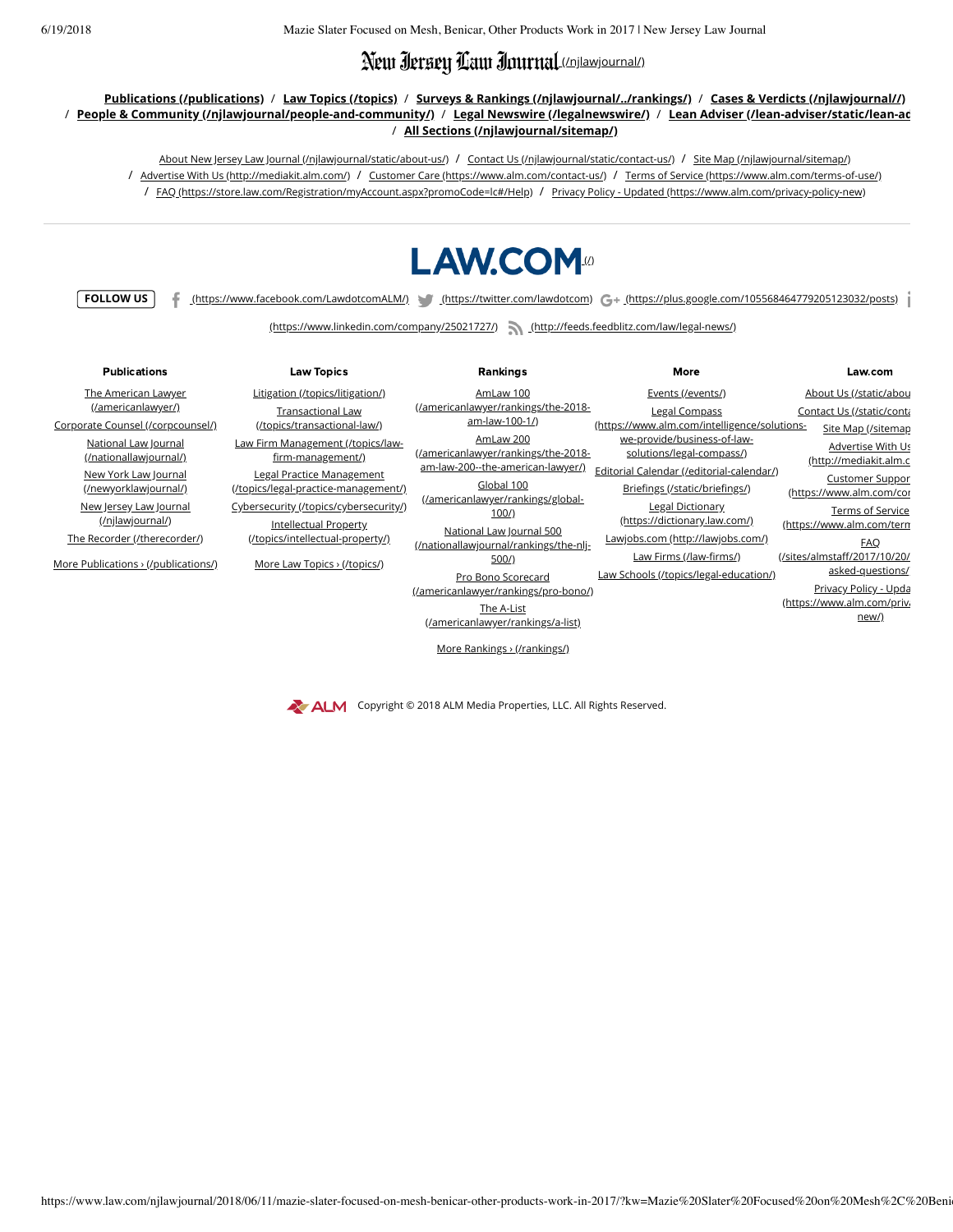New Jersey Law Journal (/njlawjournal/)

**Publications (/publications)** / **Law Topics (/topics)** / **Surveys & Rankings (/njlawjournal/../rankings/)** / **Cases & Verdicts (/njlawjournal//)** / **People & Community (/njlawjournal/people-and-community/)** / **Legal Newswire (/legalnewswire/)** / **Lean Adviser (/lean-adviser/static/lean-ad** / **All Sections (/njlawjournal/sitemap/)**

About New Jersey Law Journal (/njlawjournal/static/about-us/) / Contact Us (/njlawjournal/static/contact-us/) / Site Map (/njlawjournal/sitemap/) / Advertise With Us (http://mediakit.alm.com/) / Customer Care (https://www.alm.com/contact-us/) / Terms of Service (https://www.alm.com/terms-of-use/) / FAQ (https://store.law.com/Registration/myAccount.aspx?promoCode=lc#/Help) / Privacy Policy - Updated (https://www.alm.com/privacy-policy-new)

---

LAW.COM (/)

FOLLOW US (https://www.facebook.com/LawdotcomALM/) (https://twitter.com/lawdotcom) (https://plus.google.com/105568464779205123032/posts) (https://www.linkedin.com/company/25021727/) (http://feeds.feedblitz.com/law/legal-news/)

**Publications**

- The American Lawyer (/americanlawyer/)
- Corporate Counsel (/corpcounsel/)
- National Law Journal (/nationallawjournal/)
- New York Law Journal (/newyorklawjournal/)
- New Jersey Law Journal (/njlawjournal/)
- The Recorder (/therecorder/)
- More Publications › (/publications/)

**Law Topics**

- Litigation (/topics/litigation/)
- Transactional Law (/topics/transactional-law/)
- Law Firm Management (/topics/law-firm-management/)
- Legal Practice Management (/topics/legal-practice-management/)
- Cybersecurity (/topics/cybersecurity/)
- Intellectual Property (/topics/intellectual-property/)
- More Law Topics › (/topics/)

**Rankings**

- AmLaw 100 (/americanlawyer/rankings/the-2018-am-law-100-1/)
- AmLaw 200 (/americanlawyer/rankings/the-2018-am-law-200--the-american-lawyer/)
- Global 100 (/americanlawyer/rankings/global-100/)
- National Law Journal 500 (/nationallawjournal/rankings/the-nlj-500/)
- Pro Bono Scorecard (/americanlawyer/rankings/pro-bono/)
- The A-List (/americanlawyer/rankings/a-list)
- More Rankings › (/rankings/)

**More**

- Events (/events/)
- Legal Compass (https://www.alm.com/intelligence/solutions-we-provide/business-of-law-solutions/legal-compass/)
- Editorial Calendar (/editorial-calendar/)
- Briefings (/static/briefings/)
- Legal Dictionary (https://dictionary.law.com/)
- Lawjobs.com (http://lawjobs.com/)
- Law Firms (/law-firms/)
- Law Schools (/topics/legal-education/)

**Law.com**

- About Us (/static/abou
- Contact Us (/static/conta
- Site Map (/sitemap
- Advertise With Us (http://mediakit.alm.c
- Customer Suppor (https://www.alm.com/co
- Terms of Service (https://www.alm.com/tern
- FAQ (/sites/almstaff/2017/10/20/ asked-questions/
- Privacy Policy - Upda (https://www.alm.com/priv new/)

ALM Copyright © 2018 ALM Media Properties, LLC. All Rights Reserved.